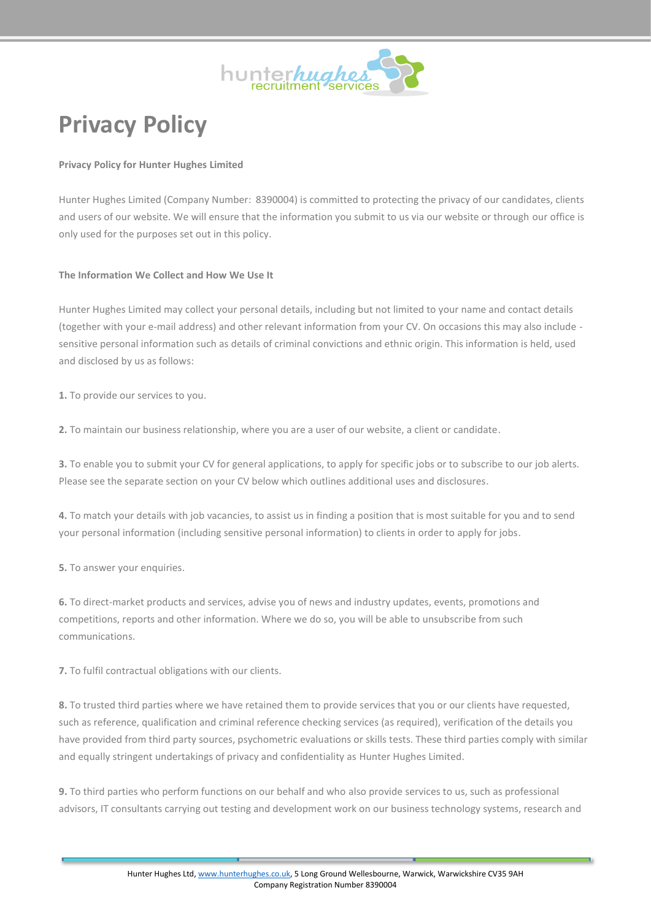# Privacy Policy

**Privacy Policy for Hunter Hughes Limited**

Hunter Hughes Limited (Company Number: 8390004) is committed to protecting the privacy of our candidates, clients and users of our website. We will ensure that the information you submit to us via our website or through our office is only used for the purposes set out in this policy.

**The Information We Collect and How We Use It**

Hunter Hughes Limited may collect your personal details, including but not limited to your name and contact details (together with your e-mail address) and other relevant information from your CV. On occasions this may also include - sensitive personal information such as details of criminal convictions and ethnic origin. This information is held, used and disclosed by us as follows:

**1.** To provide our services to you.

**2.** To maintain our business relationship, where you are a user of our website, a client or candidate.

**3.** To enable you to submit your CV for general applications, to apply for specific jobs or to subscribe to our job alerts. Please see the separate section on your CV below which outlines additional uses and disclosures.

**4.** To match your details with job vacancies, to assist us in finding a position that is most suitable for you and to send your personal information (including sensitive personal information) to clients in order to apply for jobs.

**5.** To answer your enquiries.

**6.** To direct-market products and services, advise you of news and industry updates, events, promotions and competitions, reports and other information. Where we do so, you will be able to unsubscribe from such communications.

**7.** To fulfil contractual obligations with our clients.

**8.** To trusted third parties where we have retained them to provide services that you or our clients have requested, such as reference, qualification and criminal reference checking services (as required), verification of the details you have provided from third party sources, psychometric evaluations or skills tests. These third parties comply with similar and equally stringent undertakings of privacy and confidentiality as Hunter Hughes Limited.

**9.** To third parties who perform functions on our behalf and who also provide services to us, such as professional advisors, IT consultants carrying out testing and development work on our business technology systems, research and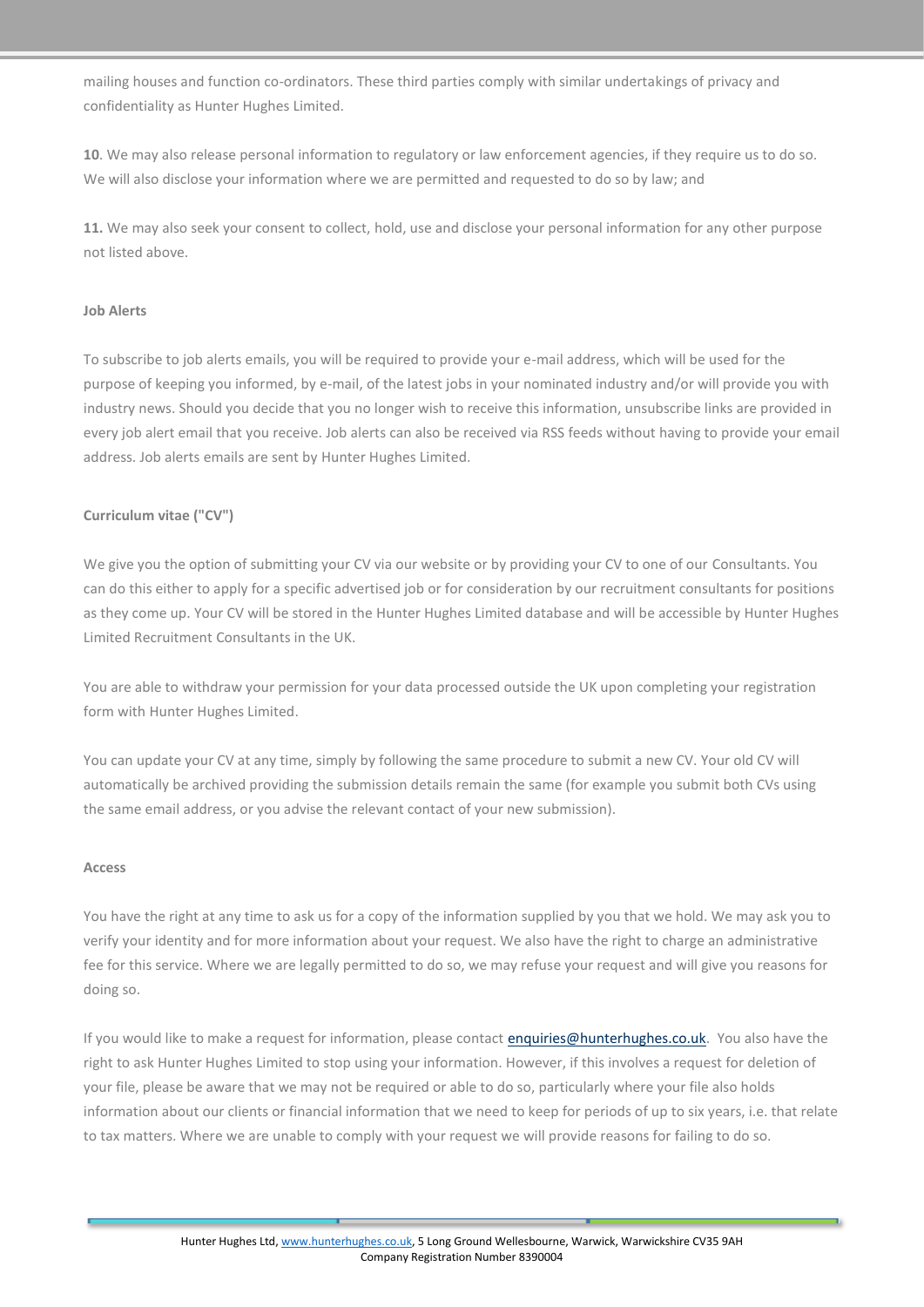mailing houses and function co-ordinators. These third parties comply with similar undertakings of privacy and confidentiality as Hunter Hughes Limited.

**10**. We may also release personal information to regulatory or law enforcement agencies, if they require us to do so. We will also disclose your information where we are permitted and requested to do so by law; and

**11.** We may also seek your consent to collect, hold, use and disclose your personal information for any other purpose not listed above.

**Job Alerts**

To subscribe to job alerts emails, you will be required to provide your e-mail address, which will be used for the purpose of keeping you informed, by e-mail, of the latest jobs in your nominated industry and/or will provide you with industry news. Should you decide that you no longer wish to receive this information, unsubscribe links are provided in every job alert email that you receive. Job alerts can also be received via RSS feeds without having to provide your email address. Job alerts emails are sent by Hunter Hughes Limited.

**Curriculum vitae ("CV")**

We give you the option of submitting your CV via our website or by providing your CV to one of our Consultants. You can do this either to apply for a specific advertised job or for consideration by our recruitment consultants for positions as they come up. Your CV will be stored in the Hunter Hughes Limited database and will be accessible by Hunter Hughes Limited Recruitment Consultants in the UK.

You are able to withdraw your permission for your data processed outside the UK upon completing your registration form with Hunter Hughes Limited.

You can update your CV at any time, simply by following the same procedure to submit a new CV. Your old CV will automatically be archived providing the submission details remain the same (for example you submit both CVs using the same email address, or you advise the relevant contact of your new submission).

**Access**

You have the right at any time to ask us for a copy of the information supplied by you that we hold. We may ask you to verify your identity and for more information about your request. We also have the right to charge an administrative fee for this service. Where we are legally permitted to do so, we may refuse your request and will give you reasons for doing so.

If you would like to make a request for information, please contact enquiries@hunterhughes.co.uk. You also have the right to ask Hunter Hughes Limited to stop using your information. However, if this involves a request for deletion of your file, please be aware that we may not be required or able to do so, particularly where your file also holds information about our clients or financial information that we need to keep for periods of up to six years, i.e. that relate to tax matters. Where we are unable to comply with your request we will provide reasons for failing to do so.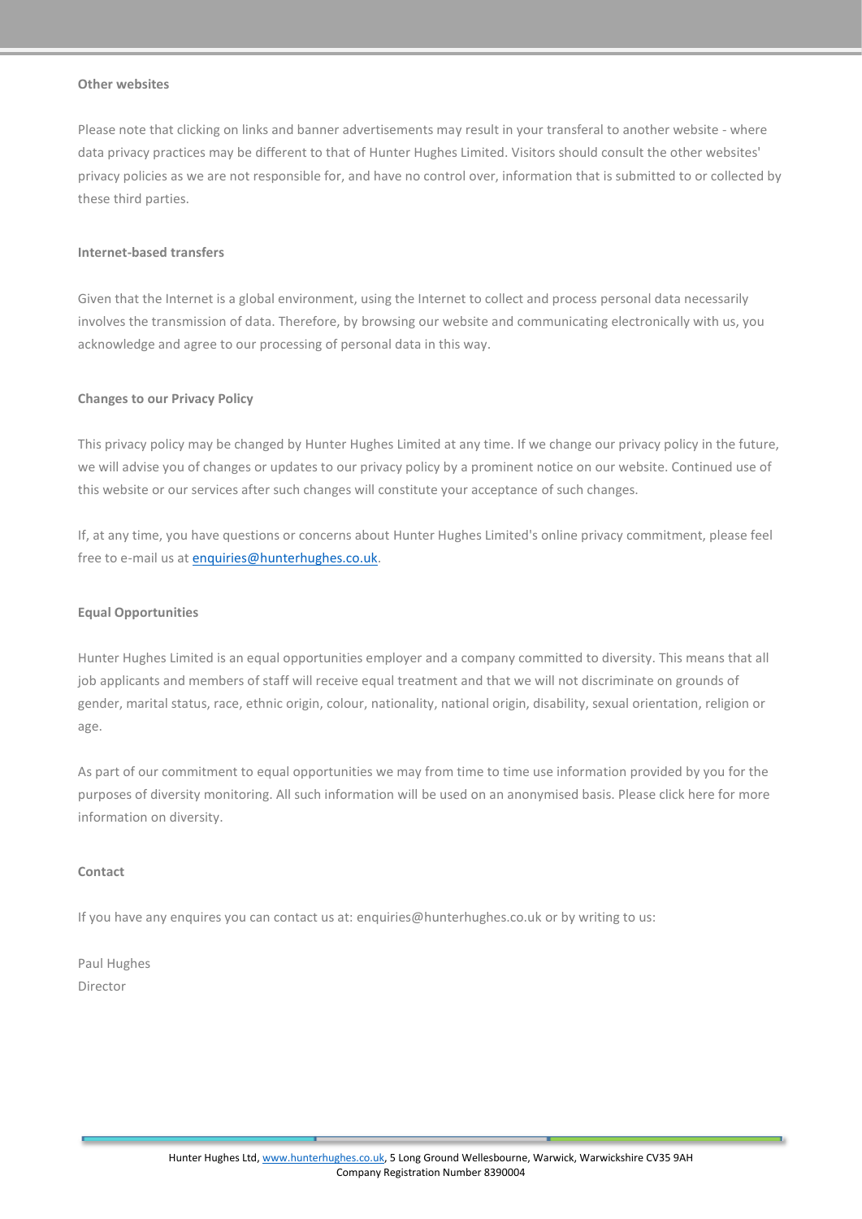**Other websites**

Please note that clicking on links and banner advertisements may result in your transferal to another website - where data privacy practices may be different to that of Hunter Hughes Limited. Visitors should consult the other websites' privacy policies as we are not responsible for, and have no control over, information that is submitted to or collected by these third parties.

**Internet-based transfers**

Given that the Internet is a global environment, using the Internet to collect and process personal data necessarily involves the transmission of data. Therefore, by browsing our website and communicating electronically with us, you acknowledge and agree to our processing of personal data in this way.

**Changes to our Privacy Policy**

This privacy policy may be changed by Hunter Hughes Limited at any time. If we change our privacy policy in the future, we will advise you of changes or updates to our privacy policy by a prominent notice on our website. Continued use of this website or our services after such changes will constitute your acceptance of such changes.

If, at any time, you have questions or concerns about Hunter Hughes Limited's online privacy commitment, please feel free to e-mail us at enquiries@hunterhughes.co.uk.

**Equal Opportunities**

Hunter Hughes Limited is an equal opportunities employer and a company committed to diversity. This means that all job applicants and members of staff will receive equal treatment and that we will not discriminate on grounds of gender, marital status, race, ethnic origin, colour, nationality, national origin, disability, sexual orientation, religion or age.

As part of our commitment to equal opportunities we may from time to time use information provided by you for the purposes of diversity monitoring. All such information will be used on an anonymised basis. Please click here for more information on diversity.

**Contact**

If you have any enquires you can contact us at: enquiries@hunterhughes.co.uk or by writing to us:

Paul Hughes
Director

Hunter Hughes Ltd, www.hunterhughes.co.uk, 5 Long Ground Wellesbourne, Warwick, Warwickshire CV35 9AH
Company Registration Number 8390004